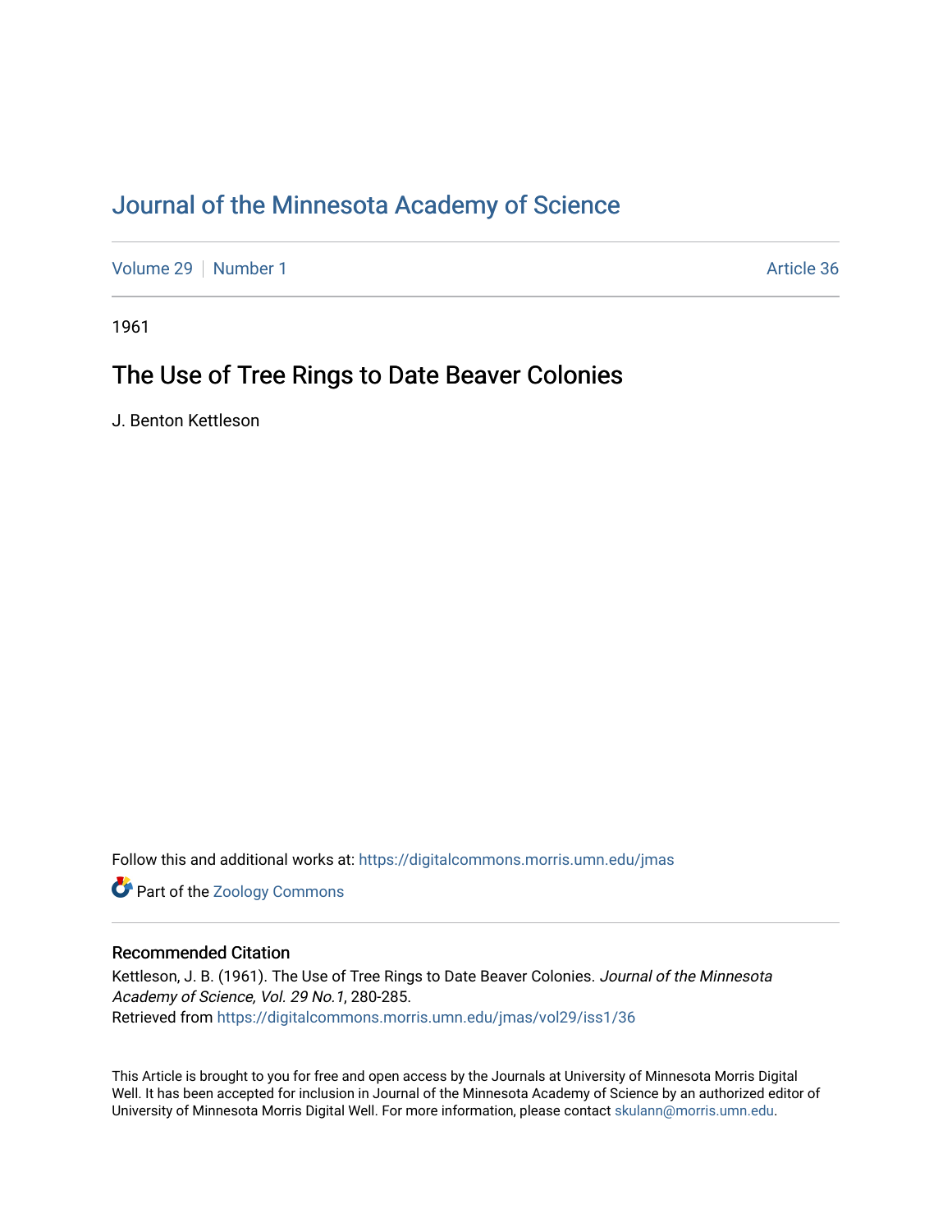# Journal of the Minnesota Academy of Science

Volume 29 | Number 1 | Article 36

1961

## The Use of Tree Rings to Date Beaver Colonies

J. Benton Kettleson

Follow this and additional works at: https://digitalcommons.morris.umn.edu/jmas

Part of the Zoology Commons

### Recommended Citation

Kettleson, J. B. (1961). The Use of Tree Rings to Date Beaver Colonies. *Journal of the Minnesota Academy of Science, Vol. 29 No.1*, 280-285.
Retrieved from https://digitalcommons.morris.umn.edu/jmas/vol29/iss1/36

This Article is brought to you for free and open access by the Journals at University of Minnesota Morris Digital Well. It has been accepted for inclusion in Journal of the Minnesota Academy of Science by an authorized editor of University of Minnesota Morris Digital Well. For more information, please contact skulann@morris.umn.edu.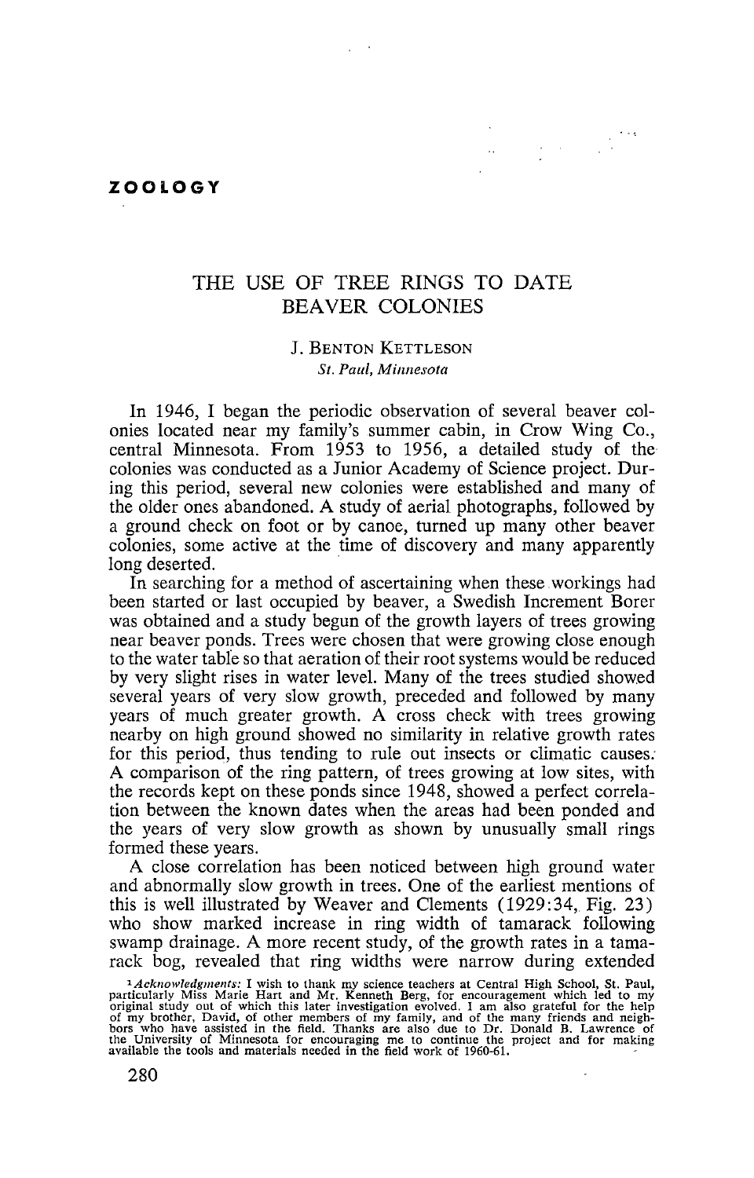## ZOOLOGY

# THE USE OF TREE RINGS TO DATE BEAVER COLONIES

J. BENTON KETTLESON
*St. Paul, Minnesota*

In 1946, I began the periodic observation of several beaver colonies located near my family's summer cabin, in Crow Wing Co., central Minnesota. From 1953 to 1956, a detailed study of the colonies was conducted as a Junior Academy of Science project. During this period, several new colonies were established and many of the older ones abandoned. A study of aerial photographs, followed by a ground check on foot or by canoe, turned up many other beaver colonies, some active at the time of discovery and many apparently long deserted.

In searching for a method of ascertaining when these workings had been started or last occupied by beaver, a Swedish Increment Borer was obtained and a study begun of the growth layers of trees growing near beaver ponds. Trees were chosen that were growing close enough to the water table so that aeration of their root systems would be reduced by very slight rises in water level. Many of the trees studied showed several years of very slow growth, preceded and followed by many years of much greater growth. A cross check with trees growing nearby on high ground showed no similarity in relative growth rates for this period, thus tending to rule out insects or climatic causes. A comparison of the ring pattern, of trees growing at low sites, with the records kept on these ponds since 1948, showed a perfect correlation between the known dates when the areas had been ponded and the years of very slow growth as shown by unusually small rings formed these years.

A close correlation has been noticed between high ground water and abnormally slow growth in trees. One of the earliest mentions of this is well illustrated by Weaver and Clements (1929:34, Fig. 23) who show marked increase in ring width of tamarack following swamp drainage. A more recent study, of the growth rates in a tamarack bog, revealed that ring widths were narrow during extended

[1] *Acknowledgments:* I wish to thank my science teachers at Central High School, St. Paul, particularly Miss Marie Hart and Mr. Kenneth Berg, for encouragement which led to my original study out of which this later investigation evolved. I am also grateful for the help of my brother, David, of other members of my family, and of the many friends and neighbors who have assisted in the field. Thanks are also due to Dr. Donald B. Lawrence of the University of Minnesota for encouraging me to continue the project and for making available the tools and materials needed in the field work of 1960-61.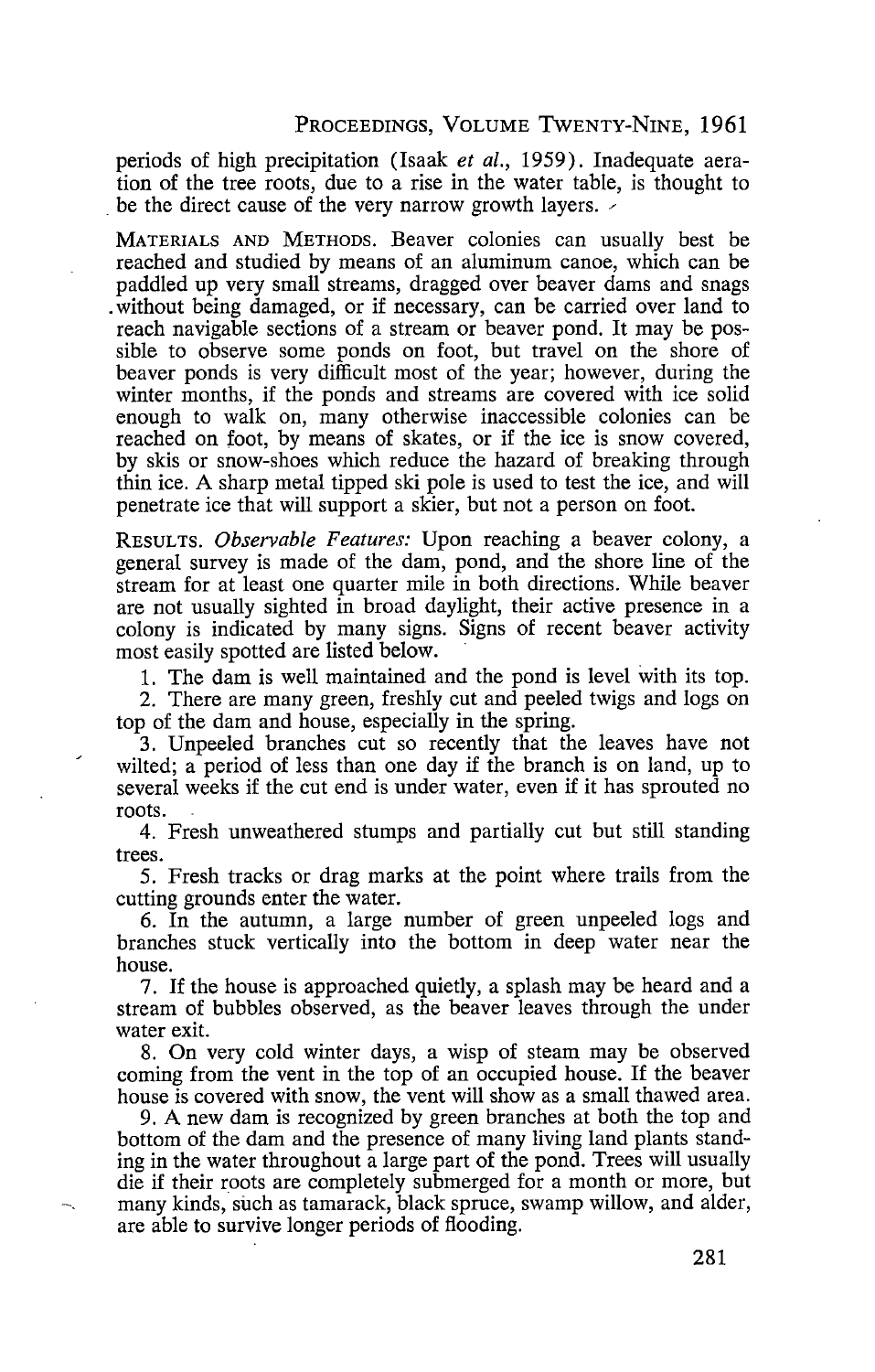periods of high precipitation (Isaak *et al.*, 1959). Inadequate aeration of the tree roots, due to a rise in the water table, is thought to be the direct cause of the very narrow growth layers.

MATERIALS AND METHODS. Beaver colonies can usually best be reached and studied by means of an aluminum canoe, which can be paddled up very small streams, dragged over beaver dams and snags without being damaged, or if necessary, can be carried over land to reach navigable sections of a stream or beaver pond. It may be possible to observe some ponds on foot, but travel on the shore of beaver ponds is very difficult most of the year; however, during the winter months, if the ponds and streams are covered with ice solid enough to walk on, many otherwise inaccessible colonies can be reached on foot, by means of skates, or if the ice is snow covered, by skis or snow-shoes which reduce the hazard of breaking through thin ice. A sharp metal tipped ski pole is used to test the ice, and will penetrate ice that will support a skier, but not a person on foot.

RESULTS. *Observable Features:* Upon reaching a beaver colony, a general survey is made of the dam, pond, and the shore line of the stream for at least one quarter mile in both directions. While beaver are not usually sighted in broad daylight, their active presence in a colony is indicated by many signs. Signs of recent beaver activity most easily spotted are listed below.

1. The dam is well maintained and the pond is level with its top.
2. There are many green, freshly cut and peeled twigs and logs on top of the dam and house, especially in the spring.
3. Unpeeled branches cut so recently that the leaves have not wilted; a period of less than one day if the branch is on land, up to several weeks if the cut end is under water, even if it has sprouted no roots.
4. Fresh unweathered stumps and partially cut but still standing trees.
5. Fresh tracks or drag marks at the point where trails from the cutting grounds enter the water.
6. In the autumn, a large number of green unpeeled logs and branches stuck vertically into the bottom in deep water near the house.
7. If the house is approached quietly, a splash may be heard and a stream of bubbles observed, as the beaver leaves through the under water exit.
8. On very cold winter days, a wisp of steam may be observed coming from the vent in the top of an occupied house. If the beaver house is covered with snow, the vent will show as a small thawed area.
9. A new dam is recognized by green branches at both the top and bottom of the dam and the presence of many living land plants standing in the water throughout a large part of the pond. Trees will usually die if their roots are completely submerged for a month or more, but many kinds, such as tamarack, black spruce, swamp willow, and alder, are able to survive longer periods of flooding.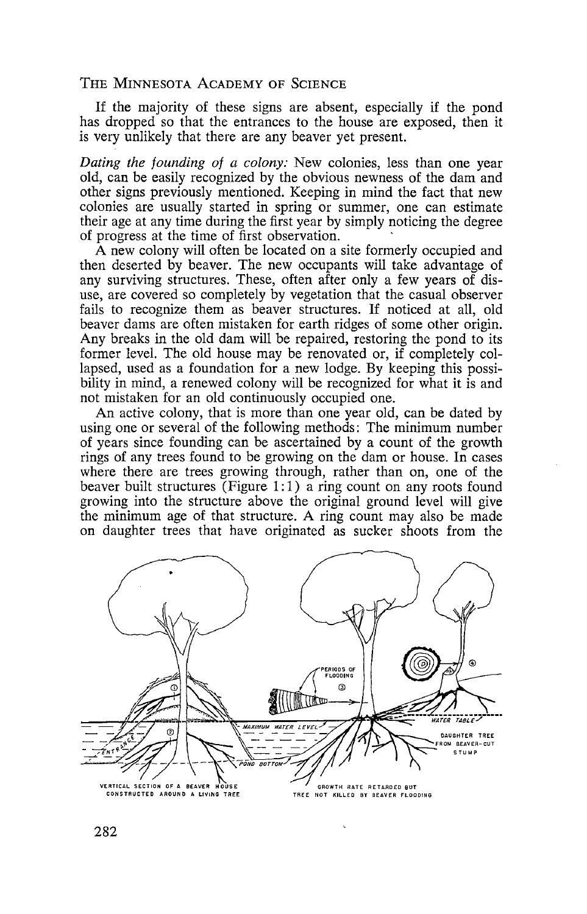If the majority of these signs are absent, especially if the pond has dropped so that the entrances to the house are exposed, then it is very unlikely that there are any beaver yet present.

*Dating the founding of a colony:* New colonies, less than one year old, can be easily recognized by the obvious newness of the dam and other signs previously mentioned. Keeping in mind the fact that new colonies are usually started in spring or summer, one can estimate their age at any time during the first year by simply noticing the degree of progress at the time of first observation.

A new colony will often be located on a site formerly occupied and then deserted by beaver. The new occupants will take advantage of any surviving structures. These, often after only a few years of disuse, are covered so completely by vegetation that the casual observer fails to recognize them as beaver structures. If noticed at all, old beaver dams are often mistaken for earth ridges of some other origin. Any breaks in the old dam will be repaired, restoring the pond to its former level. The old house may be renovated or, if completely collapsed, used as a foundation for a new lodge. By keeping this possibility in mind, a renewed colony will be recognized for what it is and not mistaken for an old continuously occupied one.

An active colony, that is more than one year old, can be dated by using one or several of the following methods: The minimum number of years since founding can be ascertained by a count of the growth rings of any trees found to be growing on the dam or house. In cases where there are trees growing through, rather than on, one of the beaver built structures (Figure 1:1) a ring count on any roots found growing into the structure above the original ground level will give the minimum age of that structure. A ring count may also be made on daughter trees that have originated as sucker shoots from the

VERTICAL SECTION OF A BEAVER HOUSE CONSTRUCTED AROUND A LIVING TREE

GROWTH RATE RETARDED BUT TREE NOT KILLED BY BEAVER FLOODING

DAUGHTER TREE FROM BEAVER-CUT STUMP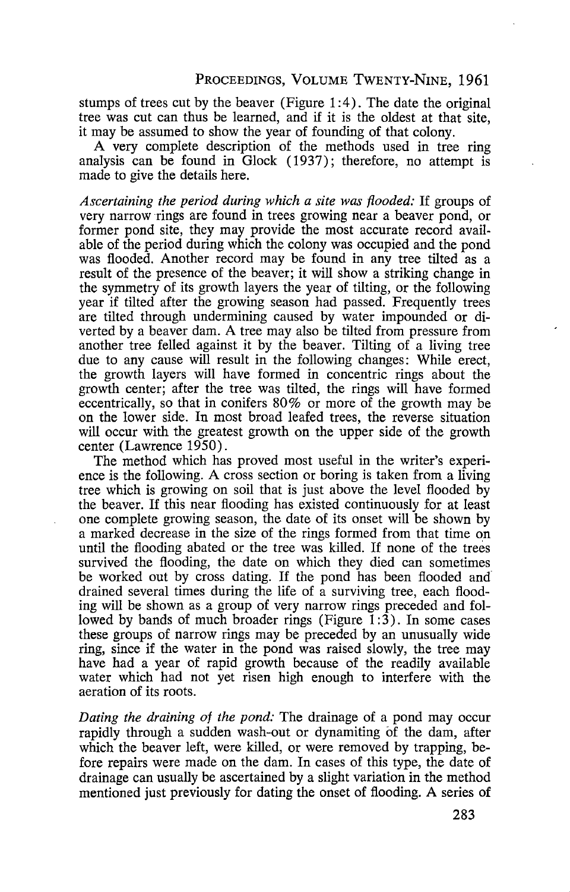stumps of trees cut by the beaver (Figure 1:4). The date the original tree was cut can thus be learned, and if it is the oldest at that site, it may be assumed to show the year of founding of that colony.

A very complete description of the methods used in tree ring analysis can be found in Glock (1937); therefore, no attempt is made to give the details here.

*Ascertaining the period during which a site was flooded:* If groups of very narrow rings are found in trees growing near a beaver pond, or former pond site, they may provide the most accurate record available of the period during which the colony was occupied and the pond was flooded. Another record may be found in any tree tilted as a result of the presence of the beaver; it will show a striking change in the symmetry of its growth layers the year of tilting, or the following year if tilted after the growing season had passed. Frequently trees are tilted through undermining caused by water impounded or diverted by a beaver dam. A tree may also be tilted from pressure from another tree felled against it by the beaver. Tilting of a living tree due to any cause will result in the following changes: While erect, the growth layers will have formed in concentric rings about the growth center; after the tree was tilted, the rings will have formed eccentrically, so that in conifers 80% or more of the growth may be on the lower side. In most broad leafed trees, the reverse situation will occur with the greatest growth on the upper side of the growth center (Lawrence 1950).

The method which has proved most useful in the writer's experience is the following. A cross section or boring is taken from a living tree which is growing on soil that is just above the level flooded by the beaver. If this near flooding has existed continuously for at least one complete growing season, the date of its onset will be shown by a marked decrease in the size of the rings formed from that time on until the flooding abated or the tree was killed. If none of the trees survived the flooding, the date on which they died can sometimes be worked out by cross dating. If the pond has been flooded and drained several times during the life of a surviving tree, each flooding will be shown as a group of very narrow rings preceded and followed by bands of much broader rings (Figure 1:3). In some cases these groups of narrow rings may be preceded by an unusually wide ring, since if the water in the pond was raised slowly, the tree may have had a year of rapid growth because of the readily available water which had not yet risen high enough to interfere with the aeration of its roots.

*Dating the draining of the pond:* The drainage of a pond may occur rapidly through a sudden wash-out or dynamiting of the dam, after which the beaver left, were killed, or were removed by trapping, before repairs were made on the dam. In cases of this type, the date of drainage can usually be ascertained by a slight variation in the method mentioned just previously for dating the onset of flooding. A series of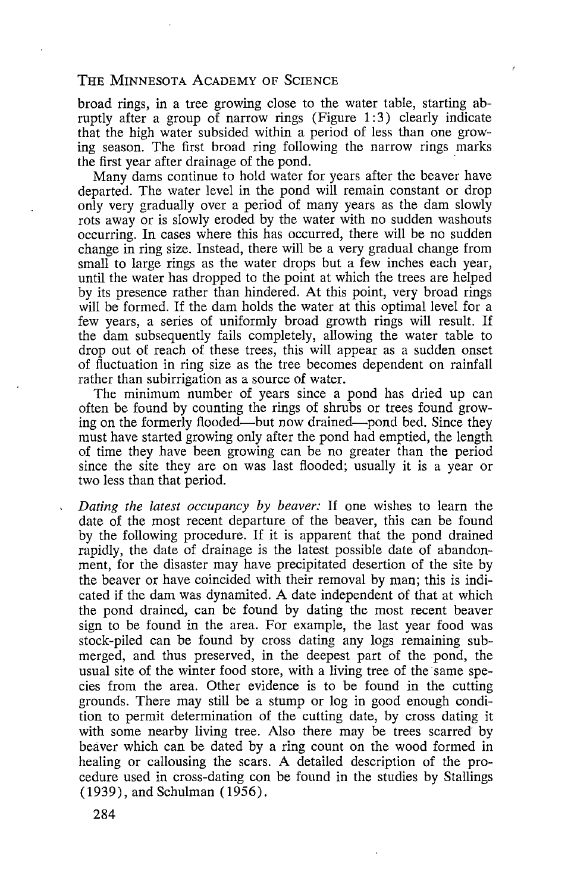broad rings, in a tree growing close to the water table, starting abruptly after a group of narrow rings (Figure 1:3) clearly indicate that the high water subsided within a period of less than one growing season. The first broad ring following the narrow rings marks the first year after drainage of the pond.

Many dams continue to hold water for years after the beaver have departed. The water level in the pond will remain constant or drop only very gradually over a period of many years as the dam slowly rots away or is slowly eroded by the water with no sudden washouts occurring. In cases where this has occurred, there will be no sudden change in ring size. Instead, there will be a very gradual change from small to large rings as the water drops but a few inches each year, until the water has dropped to the point at which the trees are helped by its presence rather than hindered. At this point, very broad rings will be formed. If the dam holds the water at this optimal level for a few years, a series of uniformly broad growth rings will result. If the dam subsequently fails completely, allowing the water table to drop out of reach of these trees, this will appear as a sudden onset of fluctuation in ring size as the tree becomes dependent on rainfall rather than subirrigation as a source of water.

The minimum number of years since a pond has dried up can often be found by counting the rings of shrubs or trees found growing on the formerly flooded—but now drained—pond bed. Since they must have started growing only after the pond had emptied, the length of time they have been growing can be no greater than the period since the site they are on was last flooded; usually it is a year or two less than that period.

*Dating the latest occupancy by beaver:* If one wishes to learn the date of the most recent departure of the beaver, this can be found by the following procedure. If it is apparent that the pond drained rapidly, the date of drainage is the latest possible date of abandonment, for the disaster may have precipitated desertion of the site by the beaver or have coincided with their removal by man; this is indicated if the dam was dynamited. A date independent of that at which the pond drained, can be found by dating the most recent beaver sign to be found in the area. For example, the last year food was stock-piled can be found by cross dating any logs remaining submerged, and thus preserved, in the deepest part of the pond, the usual site of the winter food store, with a living tree of the same species from the area. Other evidence is to be found in the cutting grounds. There may still be a stump or log in good enough condition to permit determination of the cutting date, by cross dating it with some nearby living tree. Also there may be trees scarred by beaver which can be dated by a ring count on the wood formed in healing or callousing the scars. A detailed description of the procedure used in cross-dating con be found in the studies by Stallings (1939), and Schulman (1956).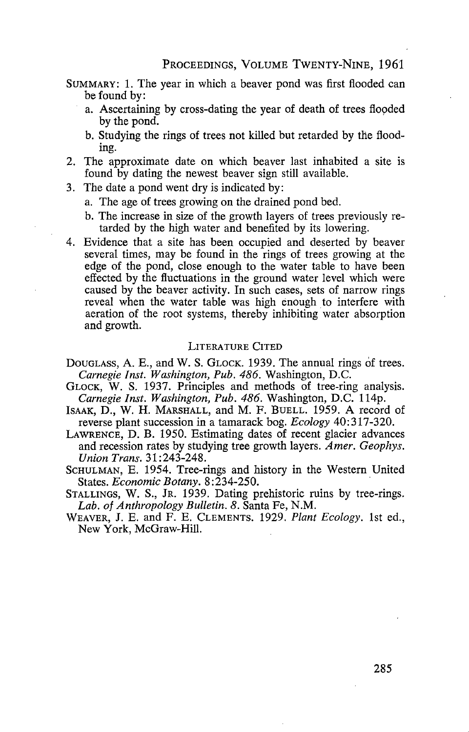SUMMARY: 1. The year in which a beaver pond was first flooded can be found by:

a. Ascertaining by cross-dating the year of death of trees flooded by the pond.

b. Studying the rings of trees not killed but retarded by the flooding.

2. The approximate date on which beaver last inhabited a site is found by dating the newest beaver sign still available.

3. The date a pond went dry is indicated by:

a. The age of trees growing on the drained pond bed.

b. The increase in size of the growth layers of trees previously retarded by the high water and benefited by its lowering.

4. Evidence that a site has been occupied and deserted by beaver several times, may be found in the rings of trees growing at the edge of the pond, close enough to the water table to have been effected by the fluctuations in the ground water level which were caused by the beaver activity. In such cases, sets of narrow rings reveal when the water table was high enough to interfere with aeration of the root systems, thereby inhibiting water absorption and growth.

## LITERATURE CITED

DOUGLASS, A. E., and W. S. GLOCK. 1939. The annual rings of trees. *Carnegie Inst. Washington, Pub. 486.* Washington, D.C.

GLOCK, W. S. 1937. Principles and methods of tree-ring analysis. *Carnegie Inst. Washington, Pub. 486.* Washington, D.C. 114p.

ISAAK, D., W. H. MARSHALL, and M. F. BUELL. 1959. A record of reverse plant succession in a tamarack bog. *Ecology* 40:317-320.

LAWRENCE, D. B. 1950. Estimating dates of recent glacier advances and recession rates by studying tree growth layers. *Amer. Geophys. Union Trans.* 31:243-248.

SCHULMAN, E. 1954. Tree-rings and history in the Western United States. *Economic Botany.* 8:234-250.

STALLINGS, W. S., JR. 1939. Dating prehistoric ruins by tree-rings. *Lab. of Anthropology Bulletin. 8.* Santa Fe, N.M.

WEAVER, J. E. and F. E. CLEMENTS. 1929. *Plant Ecology.* 1st ed., New York, McGraw-Hill.